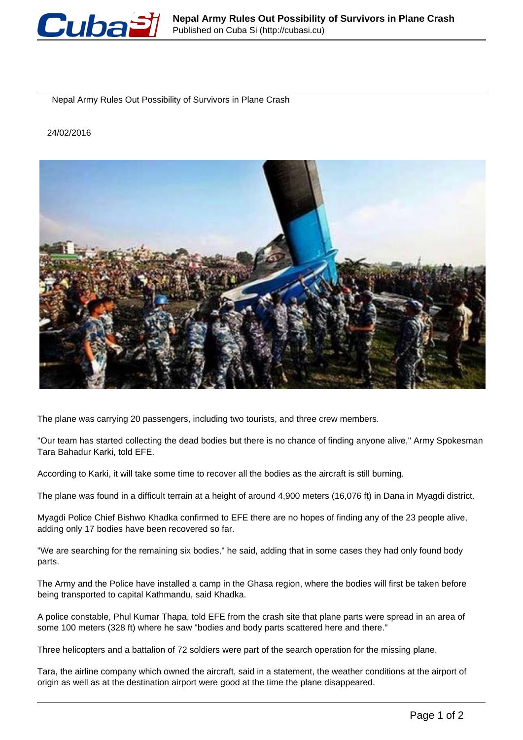Nepal Army Rules Out Possibility of Survivors in Plane Crash

24/02/2016

The plane was carrying 20 passengers, including two tourists, and three crew members.

"Our team has started collecting the dead bodies but there is no chance of finding anyone alive," Army Spokesman Tara Bahadur Karki, told EFE.

According to Karki, it will take some time to recover all the bodies as the aircraft is still burning.

The plane was found in a difficult terrain at a height of around 4,900 meters (16,076 ft) in Dana in Myagdi district.

Myagdi Police Chief Bishwo Khadka confirmed to EFE there are no hopes of finding any of the 23 people alive, adding only 17 bodies have been recovered so far.

"We are searching for the remaining six bodies," he said, adding that in some cases they had only found body parts.

The Army and the Police have installed a camp in the Ghasa region, where the bodies will first be taken before being transported to capital Kathmandu, said Khadka.

A police constable, Phul Kumar Thapa, told EFE from the crash site that plane parts were spread in an area of some 100 meters (328 ft) where he saw "bodies and body parts scattered here and there."

Three helicopters and a battalion of 72 soldiers were part of the search operation for the missing plane.

Tara, the airline company which owned the aircraft, said in a statement, the weather conditions at the airport of origin as well as at the destination airport were good at the time the plane disappeared.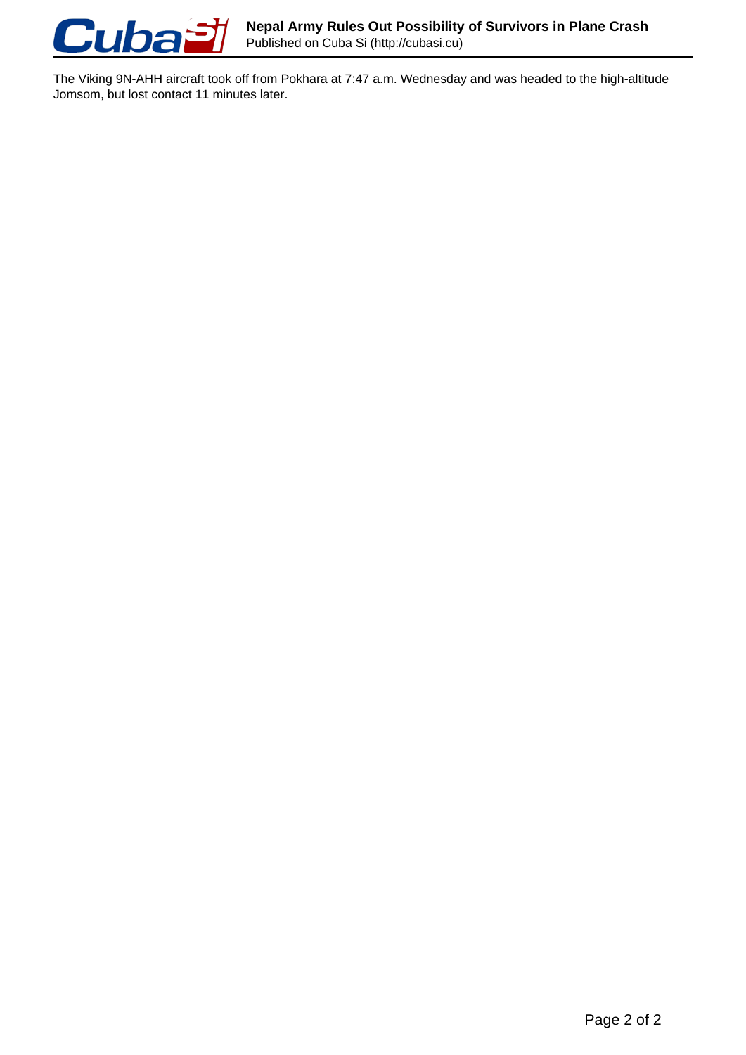The Viking 9N-AHH aircraft took off from Pokhara at 7:47 a.m. Wednesday and was headed to the high-altitude Jomsom, but lost contact 11 minutes later.